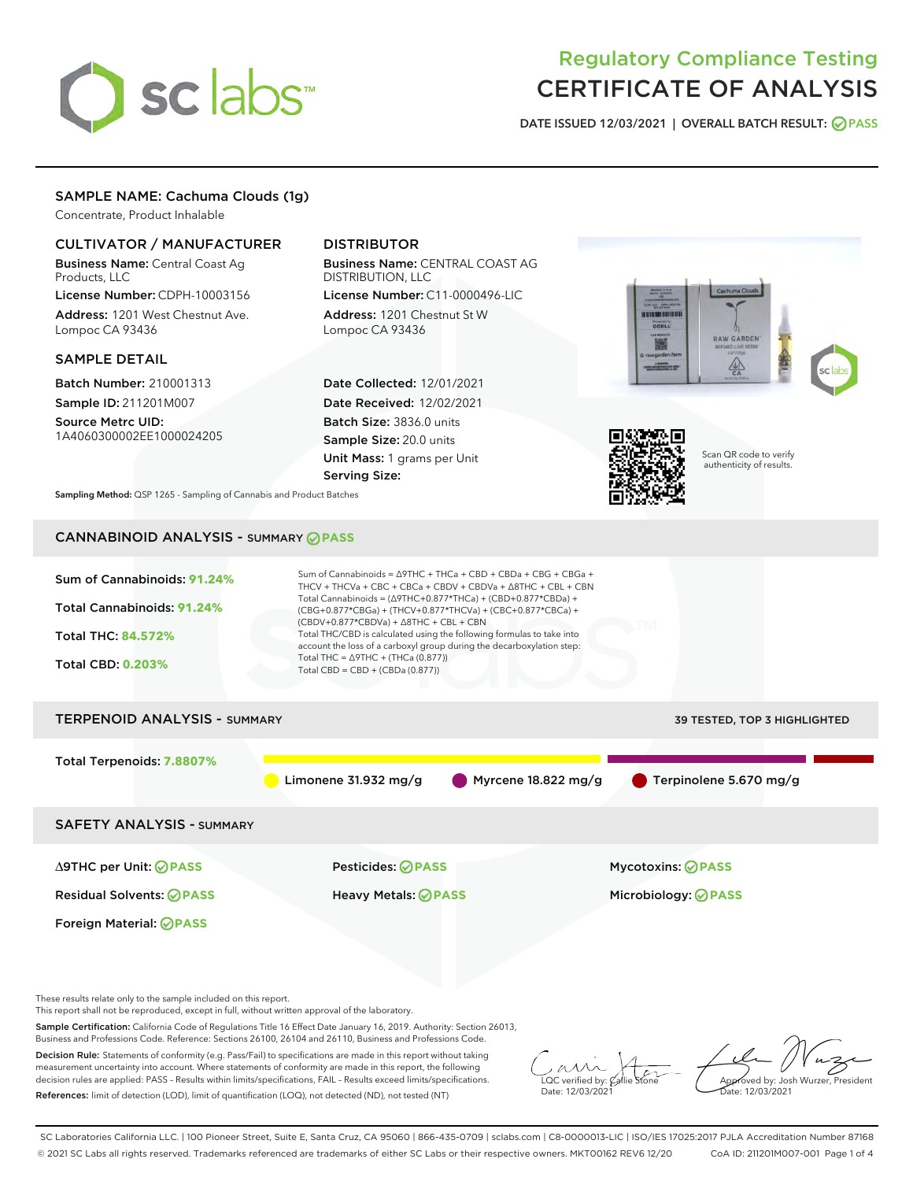# Regulatory Compliance Testing
# CERTIFICATE OF ANALYSIS

DATE ISSUED 12/03/2021 | OVERALL BATCH RESULT: PASS

## SAMPLE NAME: Cachuma Clouds (1g)

Concentrate, Product Inhalable

### CULTIVATOR / MANUFACTURER

**Business Name:** Central Coast Ag Products, LLC

**License Number:** CDPH-10003156

**Address:** 1201 West Chestnut Ave. Lompoc CA 93436

### DISTRIBUTOR

**Business Name:** CENTRAL COAST AG DISTRIBUTION, LLC

**License Number:** C11-0000496-LIC

**Address:** 1201 Chestnut St W Lompoc CA 93436

### SAMPLE DETAIL

**Batch Number:** 210001313

**Sample ID:** 211201M007

**Source Metrc UID:** 1A4060300002EE1000024205

**Date Collected:** 12/01/2021

**Date Received:** 12/02/2021

**Batch Size:** 3836.0 units

**Sample Size:** 20.0 units

**Unit Mass:** 1 grams per Unit

**Serving Size:**

Scan QR code to verify authenticity of results.

**Sampling Method:** QSP 1265 - Sampling of Cannabis and Product Batches

## CANNABINOID ANALYSIS - SUMMARY PASS

Sum of Cannabinoids: **91.24%**

Total Cannabinoids: **91.24%**

Total THC: **84.572%**

Total CBD: **0.203%**

Sum of Cannabinoids = Δ9THC + THCa + CBD + CBDa + CBG + CBGa + THCV + THCVa + CBC + CBCa + CBDV + CBDVa + Δ8THC + CBL + CBN

Total Cannabinoids = (Δ9THC+0.877*THCa) + (CBD+0.877*CBDa) + (CBG+0.877*CBGa) + (THCV+0.877*THCVa) + (CBC+0.877*CBCa) + (CBDV+0.877*CBDVa) + Δ8THC + CBL + CBN

Total THC/CBD is calculated using the following formulas to take into account the loss of a carboxyl group during the decarboxylation step:

Total THC = Δ9THC + (THCa (0.877))

Total CBD = CBD + (CBDa (0.877))

## TERPENOID ANALYSIS - SUMMARY

39 TESTED, TOP 3 HIGHLIGHTED

Total Terpenoids: **7.8807%**

Limonene 31.932 mg/g | Myrcene 18.822 mg/g | Terpinolene 5.670 mg/g

## SAFETY ANALYSIS - SUMMARY

| | | |
|---|---|---|
| Δ9THC per Unit: PASS | Pesticides: PASS | Mycotoxins: PASS |
| Residual Solvents: PASS | Heavy Metals: PASS | Microbiology: PASS |
| Foreign Material: PASS | | |

These results relate only to the sample included on this report.
This report shall not be reproduced, except in full, without written approval of the laboratory.

**Sample Certification:** California Code of Regulations Title 16 Effect Date January 16, 2019. Authority: Section 26013, Business and Professions Code. Reference: Sections 26100, 26104 and 26110, Business and Professions Code.

**Decision Rule:** Statements of conformity (e.g. Pass/Fail) to specifications are made in this report without taking measurement uncertainty into account. Where statements of conformity are made in this report, the following decision rules are applied: PASS – Results within limits/specifications, FAIL – Results exceed limits/specifications.

**References:** limit of detection (LOD), limit of quantification (LOQ), not detected (ND), not tested (NT)

LQC verified by: Callie Stone
Date: 12/03/2021

Approved by: Josh Wurzer, President
Date: 12/03/2021

SC Laboratories California LLC. | 100 Pioneer Street, Suite E, Santa Cruz, CA 95060 | 866-435-0709 | sclabs.com | C8-0000013-LIC | ISO/IES 17025:2017 PJLA Accreditation Number 87168
© 2021 SC Labs all rights reserved. Trademarks referenced are trademarks of either SC Labs or their respective owners. MKT00162 REV6 12/20 CoA ID: 211201M007-001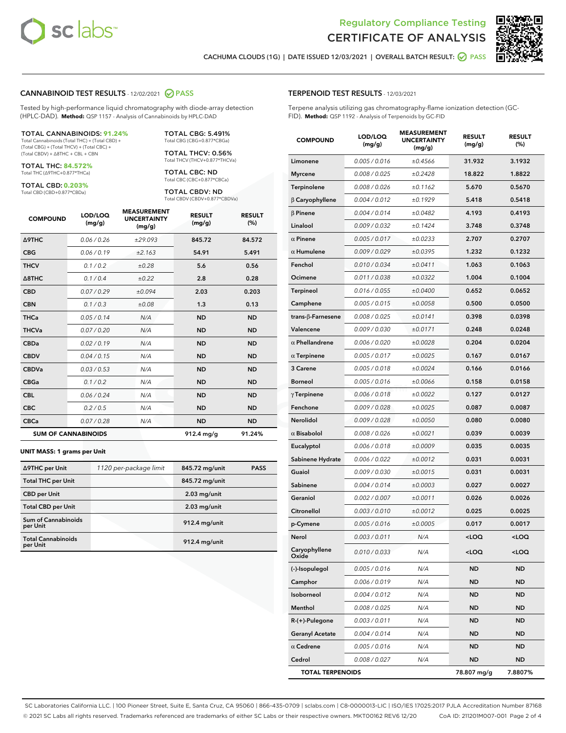Regulatory Compliance Testing
# CERTIFICATE OF ANALYSIS

CACHUMA CLOUDS (1G) | DATE ISSUED 12/03/2021 | OVERALL BATCH RESULT: PASS

## CANNABINOID TEST RESULTS - 12/02/2021 PASS

Tested by high-performance liquid chromatography with diode-array detection (HPLC-DAD). **Method:** QSP 1157 - Analysis of Cannabinoids by HPLC-DAD

**TOTAL CANNABINOIDS: 91.24%**
Total Cannabinoids (Total THC) + (Total CBD) + (Total CBG) + (Total THCV) + (Total CBC) + (Total CBDV) + Δ8THC + CBL + CBN

**TOTAL THC: 84.572%**
Total THC (Δ9THC+0.877*THCa)

**TOTAL CBD: 0.203%**
Total CBD (CBD+0.877*CBDa)

**TOTAL CBG: 5.491%**
Total CBG (CBG+0.877*CBGa)

**TOTAL THCV: 0.56%**
Total THCV (THCV+0.877*THCVa)

**TOTAL CBC: ND**
Total CBC (CBC+0.877*CBCa)

**TOTAL CBDV: ND**
Total CBDV (CBDV+0.877*CBDVa)

| COMPOUND | LOD/LOQ (mg/g) | MEASUREMENT UNCERTAINTY (mg/g) | RESULT (mg/g) | RESULT (%) |
|---|---|---|---|---|
| Δ9THC | 0.06 / 0.26 | ±29.093 | 845.72 | 84.572 |
| CBG | 0.06 / 0.19 | ±2.163 | 54.91 | 5.491 |
| THCV | 0.1 / 0.2 | ±0.28 | 5.6 | 0.56 |
| Δ8THC | 0.1 / 0.4 | ±0.22 | 2.8 | 0.28 |
| CBD | 0.07 / 0.29 | ±0.094 | 2.03 | 0.203 |
| CBN | 0.1 / 0.3 | ±0.08 | 1.3 | 0.13 |
| THCa | 0.05 / 0.14 | N/A | ND | ND |
| THCVa | 0.07 / 0.20 | N/A | ND | ND |
| CBDa | 0.02 / 0.19 | N/A | ND | ND |
| CBDV | 0.04 / 0.15 | N/A | ND | ND |
| CBDVa | 0.03 / 0.53 | N/A | ND | ND |
| CBGa | 0.1 / 0.2 | N/A | ND | ND |
| CBL | 0.06 / 0.24 | N/A | ND | ND |
| CBC | 0.2 / 0.5 | N/A | ND | ND |
| CBCa | 0.07 / 0.28 | N/A | ND | ND |
| **SUM OF CANNABINOIDS** | | | 912.4 mg/g | 91.24% |

**UNIT MASS: 1 grams per Unit**

| | | | |
|---|---|---|---|
| Δ9THC per Unit | 1120 per-package limit | 845.72 mg/unit | PASS |
| Total THC per Unit | | 845.72 mg/unit | |
| CBD per Unit | | 2.03 mg/unit | |
| Total CBD per Unit | | 2.03 mg/unit | |
| Sum of Cannabinoids per Unit | | 912.4 mg/unit | |
| Total Cannabinoids per Unit | | 912.4 mg/unit | |

## TERPENOID TEST RESULTS - 12/03/2021

Terpene analysis utilizing gas chromatography-flame ionization detection (GC-FID). **Method:** QSP 1192 - Analysis of Terpenoids by GC-FID

| COMPOUND | LOD/LOQ (mg/g) | MEASUREMENT UNCERTAINTY (mg/g) | RESULT (mg/g) | RESULT (%) |
|---|---|---|---|---|
| Limonene | 0.005 / 0.016 | ±0.4566 | 31.932 | 3.1932 |
| Myrcene | 0.008 / 0.025 | ±0.2428 | 18.822 | 1.8822 |
| Terpinolene | 0.008 / 0.026 | ±0.1162 | 5.670 | 0.5670 |
| β Caryophyllene | 0.004 / 0.012 | ±0.1929 | 5.418 | 0.5418 |
| β Pinene | 0.004 / 0.014 | ±0.0482 | 4.193 | 0.4193 |
| Linalool | 0.009 / 0.032 | ±0.1424 | 3.748 | 0.3748 |
| α Pinene | 0.005 / 0.017 | ±0.0233 | 2.707 | 0.2707 |
| α Humulene | 0.009 / 0.029 | ±0.0395 | 1.232 | 0.1232 |
| Fenchol | 0.010 / 0.034 | ±0.0411 | 1.063 | 0.1063 |
| Ocimene | 0.011 / 0.038 | ±0.0322 | 1.004 | 0.1004 |
| Terpineol | 0.016 / 0.055 | ±0.0400 | 0.652 | 0.0652 |
| Camphene | 0.005 / 0.015 | ±0.0058 | 0.500 | 0.0500 |
| trans-β-Farnesene | 0.008 / 0.025 | ±0.0141 | 0.398 | 0.0398 |
| Valencene | 0.009 / 0.030 | ±0.0171 | 0.248 | 0.0248 |
| α Phellandrene | 0.006 / 0.020 | ±0.0028 | 0.204 | 0.0204 |
| α Terpinene | 0.005 / 0.017 | ±0.0025 | 0.167 | 0.0167 |
| 3 Carene | 0.005 / 0.018 | ±0.0024 | 0.166 | 0.0166 |
| Borneol | 0.005 / 0.016 | ±0.0066 | 0.158 | 0.0158 |
| γ Terpinene | 0.006 / 0.018 | ±0.0022 | 0.127 | 0.0127 |
| Fenchone | 0.009 / 0.028 | ±0.0025 | 0.087 | 0.0087 |
| Nerolidol | 0.009 / 0.028 | ±0.0050 | 0.080 | 0.0080 |
| α Bisabolol | 0.008 / 0.026 | ±0.0021 | 0.039 | 0.0039 |
| Eucalyptol | 0.006 / 0.018 | ±0.0009 | 0.035 | 0.0035 |
| Sabinene Hydrate | 0.006 / 0.022 | ±0.0012 | 0.031 | 0.0031 |
| Guaiol | 0.009 / 0.030 | ±0.0015 | 0.031 | 0.0031 |
| Sabinene | 0.004 / 0.014 | ±0.0003 | 0.027 | 0.0027 |
| Geraniol | 0.002 / 0.007 | ±0.0011 | 0.026 | 0.0026 |
| Citronellol | 0.003 / 0.010 | ±0.0012 | 0.025 | 0.0025 |
| p-Cymene | 0.005 / 0.016 | ±0.0005 | 0.017 | 0.0017 |
| Nerol | 0.003 / 0.011 | N/A | <LOQ | <LOQ |
| Caryophyllene Oxide | 0.010 / 0.033 | N/A | <LOQ | <LOQ |
| (-)-Isopulegol | 0.005 / 0.016 | N/A | ND | ND |
| Camphor | 0.006 / 0.019 | N/A | ND | ND |
| Isoborneol | 0.004 / 0.012 | N/A | ND | ND |
| Menthol | 0.008 / 0.025 | N/A | ND | ND |
| R-(+)-Pulegone | 0.003 / 0.011 | N/A | ND | ND |
| Geranyl Acetate | 0.004 / 0.014 | N/A | ND | ND |
| α Cedrene | 0.005 / 0.016 | N/A | ND | ND |
| Cedrol | 0.008 / 0.027 | N/A | ND | ND |
| **TOTAL TERPENOIDS** | | | 78.807 mg/g | 7.8807% |

SC Laboratories California LLC. | 100 Pioneer Street, Suite E, Santa Cruz, CA 95060 | 866-435-0709 | sclabs.com | C8-0000013-LIC | ISO/IES 17025:2017 PJLA Accreditation Number 87168
© 2021 SC Labs all rights reserved. Trademarks referenced are trademarks of either SC Labs or their respective owners. MKT00162 REV6 12/20 CoA ID: 211201M007-001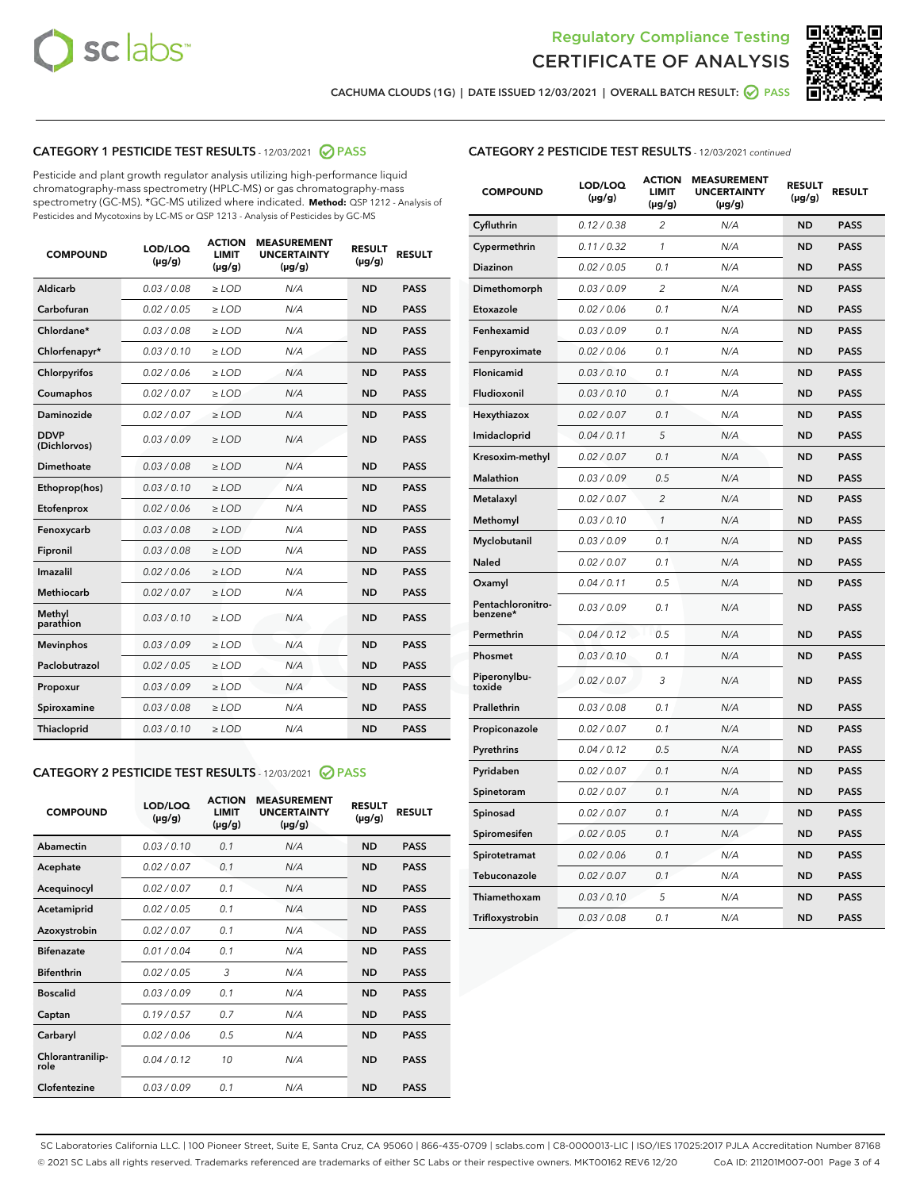# Regulatory Compliance Testing
# CERTIFICATE OF ANALYSIS

CACHUMA CLOUDS (1G) | DATE ISSUED 12/03/2021 | OVERALL BATCH RESULT: PASS

## CATEGORY 1 PESTICIDE TEST RESULTS - 12/03/2021 PASS

Pesticide and plant growth regulator analysis utilizing high-performance liquid chromatography-mass spectrometry (HPLC-MS) or gas chromatography-mass spectrometry (GC-MS). *GC-MS utilized where indicated. **Method:** QSP 1212 - Analysis of Pesticides and Mycotoxins by LC-MS or QSP 1213 - Analysis of Pesticides by GC-MS

| COMPOUND | LOD/LOQ (µg/g) | ACTION LIMIT (µg/g) | MEASUREMENT UNCERTAINTY (µg/g) | RESULT (µg/g) | RESULT |
|---|---|---|---|---|---|
| Aldicarb | 0.03 / 0.08 | ≥ LOD | N/A | ND | PASS |
| Carbofuran | 0.02 / 0.05 | ≥ LOD | N/A | ND | PASS |
| Chlordane* | 0.03 / 0.08 | ≥ LOD | N/A | ND | PASS |
| Chlorfenapyr* | 0.03 / 0.10 | ≥ LOD | N/A | ND | PASS |
| Chlorpyrifos | 0.02 / 0.06 | ≥ LOD | N/A | ND | PASS |
| Coumaphos | 0.02 / 0.07 | ≥ LOD | N/A | ND | PASS |
| Daminozide | 0.02 / 0.07 | ≥ LOD | N/A | ND | PASS |
| DDVP (Dichlorvos) | 0.03 / 0.09 | ≥ LOD | N/A | ND | PASS |
| Dimethoate | 0.03 / 0.08 | ≥ LOD | N/A | ND | PASS |
| Ethoprop(hos) | 0.03 / 0.10 | ≥ LOD | N/A | ND | PASS |
| Etofenprox | 0.02 / 0.06 | ≥ LOD | N/A | ND | PASS |
| Fenoxycarb | 0.03 / 0.08 | ≥ LOD | N/A | ND | PASS |
| Fipronil | 0.03 / 0.08 | ≥ LOD | N/A | ND | PASS |
| Imazalil | 0.02 / 0.06 | ≥ LOD | N/A | ND | PASS |
| Methiocarb | 0.02 / 0.07 | ≥ LOD | N/A | ND | PASS |
| Methyl parathion | 0.03 / 0.10 | ≥ LOD | N/A | ND | PASS |
| Mevinphos | 0.03 / 0.09 | ≥ LOD | N/A | ND | PASS |
| Paclobutrazol | 0.02 / 0.05 | ≥ LOD | N/A | ND | PASS |
| Propoxur | 0.03 / 0.09 | ≥ LOD | N/A | ND | PASS |
| Spiroxamine | 0.03 / 0.08 | ≥ LOD | N/A | ND | PASS |
| Thiacloprid | 0.03 / 0.10 | ≥ LOD | N/A | ND | PASS |

## CATEGORY 2 PESTICIDE TEST RESULTS - 12/03/2021 PASS

| COMPOUND | LOD/LOQ (µg/g) | ACTION LIMIT (µg/g) | MEASUREMENT UNCERTAINTY (µg/g) | RESULT (µg/g) | RESULT |
|---|---|---|---|---|---|
| Abamectin | 0.03 / 0.10 | 0.1 | N/A | ND | PASS |
| Acephate | 0.02 / 0.07 | 0.1 | N/A | ND | PASS |
| Acequinocyl | 0.02 / 0.07 | 0.1 | N/A | ND | PASS |
| Acetamiprid | 0.02 / 0.05 | 0.1 | N/A | ND | PASS |
| Azoxystrobin | 0.02 / 0.07 | 0.1 | N/A | ND | PASS |
| Bifenazate | 0.01 / 0.04 | 0.1 | N/A | ND | PASS |
| Bifenthrin | 0.02 / 0.05 | 3 | N/A | ND | PASS |
| Boscalid | 0.03 / 0.09 | 0.1 | N/A | ND | PASS |
| Captan | 0.19 / 0.57 | 0.7 | N/A | ND | PASS |
| Carbaryl | 0.02 / 0.06 | 0.5 | N/A | ND | PASS |
| Chlorantraniliprole | 0.04 / 0.12 | 10 | N/A | ND | PASS |
| Clofentezine | 0.03 / 0.09 | 0.1 | N/A | ND | PASS |
| Cyfluthrin | 0.12 / 0.38 | 2 | N/A | ND | PASS |
| Cypermethrin | 0.11 / 0.32 | 1 | N/A | ND | PASS |
| Diazinon | 0.02 / 0.05 | 0.1 | N/A | ND | PASS |
| Dimethomorph | 0.03 / 0.09 | 2 | N/A | ND | PASS |
| Etoxazole | 0.02 / 0.06 | 0.1 | N/A | ND | PASS |
| Fenhexamid | 0.03 / 0.09 | 0.1 | N/A | ND | PASS |
| Fenpyroximate | 0.02 / 0.06 | 0.1 | N/A | ND | PASS |
| Flonicamid | 0.03 / 0.10 | 0.1 | N/A | ND | PASS |
| Fludioxonil | 0.03 / 0.10 | 0.1 | N/A | ND | PASS |
| Hexythiazox | 0.02 / 0.07 | 0.1 | N/A | ND | PASS |
| Imidacloprid | 0.04 / 0.11 | 5 | N/A | ND | PASS |
| Kresoxim-methyl | 0.02 / 0.07 | 0.1 | N/A | ND | PASS |
| Malathion | 0.03 / 0.09 | 0.5 | N/A | ND | PASS |
| Metalaxyl | 0.02 / 0.07 | 2 | N/A | ND | PASS |
| Methomyl | 0.03 / 0.10 | 1 | N/A | ND | PASS |
| Myclobutanil | 0.03 / 0.09 | 0.1 | N/A | ND | PASS |
| Naled | 0.02 / 0.07 | 0.1 | N/A | ND | PASS |
| Oxamyl | 0.04 / 0.11 | 0.5 | N/A | ND | PASS |
| Pentachloronitrobenzene* | 0.03 / 0.09 | 0.1 | N/A | ND | PASS |
| Permethrin | 0.04 / 0.12 | 0.5 | N/A | ND | PASS |
| Phosmet | 0.03 / 0.10 | 0.1 | N/A | ND | PASS |
| Piperonylbutoxide | 0.02 / 0.07 | 3 | N/A | ND | PASS |
| Prallethrin | 0.03 / 0.08 | 0.1 | N/A | ND | PASS |
| Propiconazole | 0.02 / 0.07 | 0.1 | N/A | ND | PASS |
| Pyrethrins | 0.04 / 0.12 | 0.5 | N/A | ND | PASS |
| Pyridaben | 0.02 / 0.07 | 0.1 | N/A | ND | PASS |
| Spinetoram | 0.02 / 0.07 | 0.1 | N/A | ND | PASS |
| Spinosad | 0.02 / 0.07 | 0.1 | N/A | ND | PASS |
| Spiromesifen | 0.02 / 0.05 | 0.1 | N/A | ND | PASS |
| Spirotetramat | 0.02 / 0.06 | 0.1 | N/A | ND | PASS |
| Tebuconazole | 0.02 / 0.07 | 0.1 | N/A | ND | PASS |
| Thiamethoxam | 0.03 / 0.10 | 5 | N/A | ND | PASS |
| Trifloxystrobin | 0.03 / 0.08 | 0.1 | N/A | ND | PASS |

SC Laboratories California LLC. | 100 Pioneer Street, Suite E, Santa Cruz, CA 95060 | 866-435-0709 | sclabs.com | C8-0000013-LIC | ISO/IES 17025:2017 PJLA Accreditation Number 87168
© 2021 SC Labs all rights reserved. Trademarks referenced are trademarks of either SC Labs or their respective owners. MKT00162 REV6 12/20 CoA ID: 211201M007-001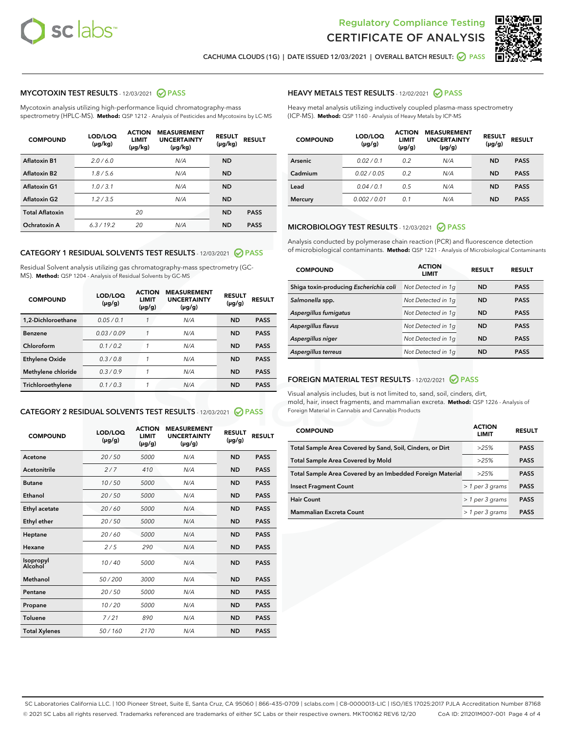Regulatory Compliance Testing

# CERTIFICATE OF ANALYSIS

CACHUMA CLOUDS (1G) | DATE ISSUED 12/03/2021 | OVERALL BATCH RESULT: PASS

## MYCOTOXIN TEST RESULTS - 12/03/2021 PASS

Mycotoxin analysis utilizing high-performance liquid chromatography-mass spectrometry (HPLC-MS). **Method:** QSP 1212 - Analysis of Pesticides and Mycotoxins by LC-MS

| COMPOUND | LOD/LOQ (µg/kg) | ACTION LIMIT (µg/kg) | MEASUREMENT UNCERTAINTY (µg/kg) | RESULT (µg/kg) | RESULT |
|---|---|---|---|---|---|
| Aflatoxin B1 | 2.0 / 6.0 | | N/A | ND | |
| Aflatoxin B2 | 1.8 / 5.6 | | N/A | ND | |
| Aflatoxin G1 | 1.0 / 3.1 | | N/A | ND | |
| Aflatoxin G2 | 1.2 / 3.5 | | N/A | ND | |
| Total Aflatoxin | | 20 | | ND | PASS |
| Ochratoxin A | 6.3 / 19.2 | 20 | N/A | ND | PASS |

## CATEGORY 1 RESIDUAL SOLVENTS TEST RESULTS - 12/03/2021 PASS

Residual Solvent analysis utilizing gas chromatography-mass spectrometry (GC-MS). **Method:** QSP 1204 - Analysis of Residual Solvents by GC-MS

| COMPOUND | LOD/LOQ (µg/g) | ACTION LIMIT (µg/g) | MEASUREMENT UNCERTAINTY (µg/g) | RESULT (µg/g) | RESULT |
|---|---|---|---|---|---|
| 1,2-Dichloroethane | 0.05 / 0.1 | 1 | N/A | ND | PASS |
| Benzene | 0.03 / 0.09 | 1 | N/A | ND | PASS |
| Chloroform | 0.1 / 0.2 | 1 | N/A | ND | PASS |
| Ethylene Oxide | 0.3 / 0.8 | 1 | N/A | ND | PASS |
| Methylene chloride | 0.3 / 0.9 | 1 | N/A | ND | PASS |
| Trichloroethylene | 0.1 / 0.3 | 1 | N/A | ND | PASS |

## CATEGORY 2 RESIDUAL SOLVENTS TEST RESULTS - 12/03/2021 PASS

| COMPOUND | LOD/LOQ (µg/g) | ACTION LIMIT (µg/g) | MEASUREMENT UNCERTAINTY (µg/g) | RESULT (µg/g) | RESULT |
|---|---|---|---|---|---|
| Acetone | 20 / 50 | 5000 | N/A | ND | PASS |
| Acetonitrile | 2 / 7 | 410 | N/A | ND | PASS |
| Butane | 10 / 50 | 5000 | N/A | ND | PASS |
| Ethanol | 20 / 50 | 5000 | N/A | ND | PASS |
| Ethyl acetate | 20 / 60 | 5000 | N/A | ND | PASS |
| Ethyl ether | 20 / 50 | 5000 | N/A | ND | PASS |
| Heptane | 20 / 60 | 5000 | N/A | ND | PASS |
| Hexane | 2 / 5 | 290 | N/A | ND | PASS |
| Isopropyl Alcohol | 10 / 40 | 5000 | N/A | ND | PASS |
| Methanol | 50 / 200 | 3000 | N/A | ND | PASS |
| Pentane | 20 / 50 | 5000 | N/A | ND | PASS |
| Propane | 10 / 20 | 5000 | N/A | ND | PASS |
| Toluene | 7 / 21 | 890 | N/A | ND | PASS |
| Total Xylenes | 50 / 160 | 2170 | N/A | ND | PASS |

## HEAVY METALS TEST RESULTS - 12/02/2021 PASS

Heavy metal analysis utilizing inductively coupled plasma-mass spectrometry (ICP-MS). **Method:** QSP 1160 - Analysis of Heavy Metals by ICP-MS

| COMPOUND | LOD/LOQ (µg/g) | ACTION LIMIT (µg/g) | MEASUREMENT UNCERTAINTY (µg/g) | RESULT (µg/g) | RESULT |
|---|---|---|---|---|---|
| Arsenic | 0.02 / 0.1 | 0.2 | N/A | ND | PASS |
| Cadmium | 0.02 / 0.05 | 0.2 | N/A | ND | PASS |
| Lead | 0.04 / 0.1 | 0.5 | N/A | ND | PASS |
| Mercury | 0.002 / 0.01 | 0.1 | N/A | ND | PASS |

## MICROBIOLOGY TEST RESULTS - 12/03/2021 PASS

Analysis conducted by polymerase chain reaction (PCR) and fluorescence detection of microbiological contaminants. **Method:** QSP 1221 - Analysis of Microbiological Contaminants

| COMPOUND | ACTION LIMIT | RESULT | RESULT |
|---|---|---|---|
| Shiga toxin-producing *Escherichia coli* | Not Detected in 1g | ND | PASS |
| *Salmonella* spp. | Not Detected in 1g | ND | PASS |
| *Aspergillus fumigatus* | Not Detected in 1g | ND | PASS |
| *Aspergillus flavus* | Not Detected in 1g | ND | PASS |
| *Aspergillus niger* | Not Detected in 1g | ND | PASS |
| *Aspergillus terreus* | Not Detected in 1g | ND | PASS |

## FOREIGN MATERIAL TEST RESULTS - 12/02/2021 PASS

Visual analysis includes, but is not limited to, sand, soil, cinders, dirt, mold, hair, insect fragments, and mammalian excreta. **Method:** QSP 1226 - Analysis of Foreign Material in Cannabis and Cannabis Products

| COMPOUND | ACTION LIMIT | RESULT |
|---|---|---|
| Total Sample Area Covered by Sand, Soil, Cinders, or Dirt | >25% | PASS |
| Total Sample Area Covered by Mold | >25% | PASS |
| Total Sample Area Covered by an Imbedded Foreign Material | >25% | PASS |
| Insect Fragment Count | > 1 per 3 grams | PASS |
| Hair Count | > 1 per 3 grams | PASS |
| Mammalian Excreta Count | > 1 per 3 grams | PASS |

SC Laboratories California LLC. | 100 Pioneer Street, Suite E, Santa Cruz, CA 95060 | 866-435-0709 | sclabs.com | C8-0000013-LIC | ISO/IES 17025:2017 PJLA Accreditation Number 87168
© 2021 SC Labs all rights reserved. Trademarks referenced are trademarks of either SC Labs or their respective owners. MKT00162 REV6 12/20 CoA ID: 211201M007-001